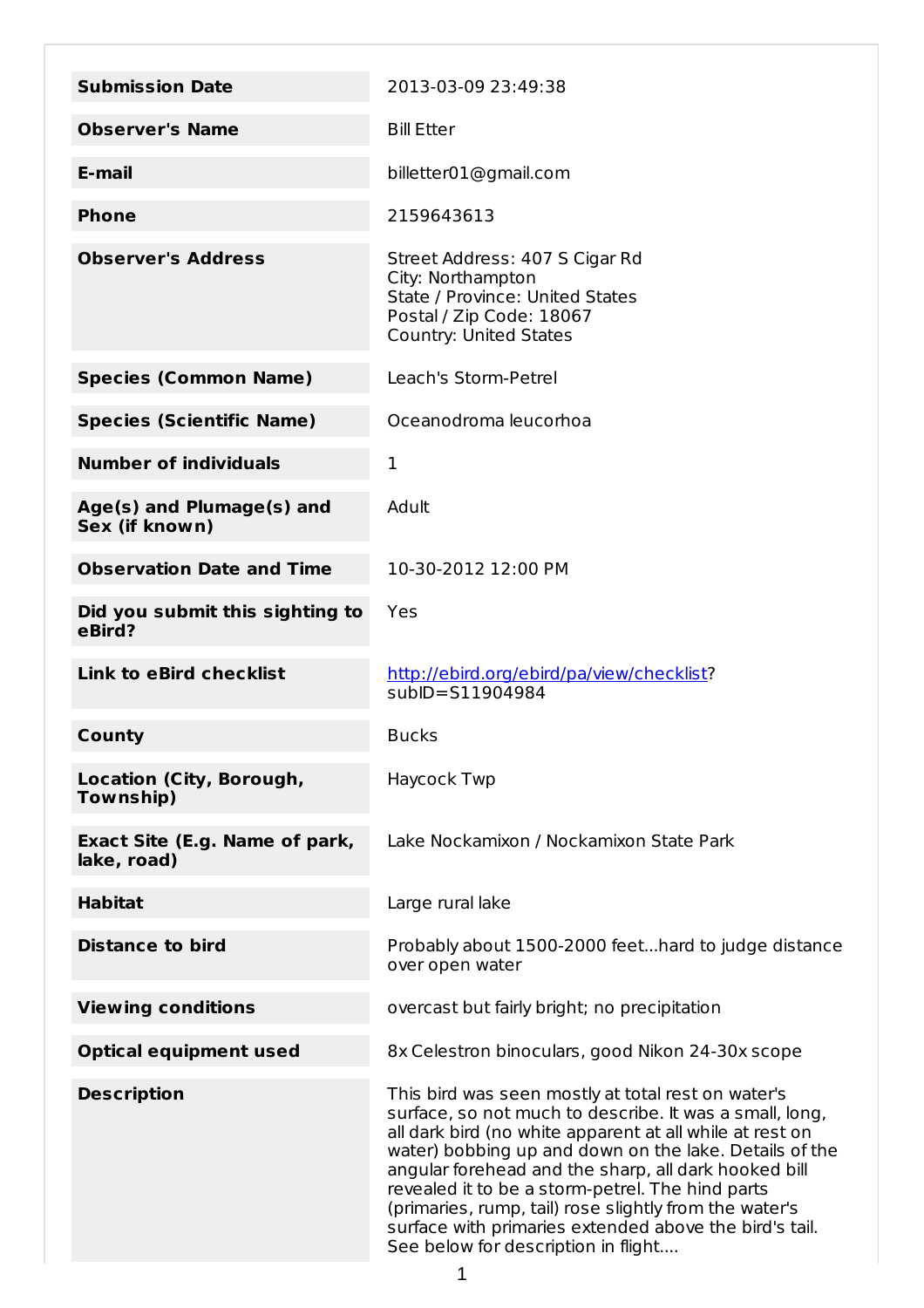| Field | Value |
| --- | --- |
| **Submission Date** | 2013-03-09 23:49:38 |
| **Observer's Name** | Bill Etter |
| **E-mail** | billetter01@gmail.com |
| **Phone** | 2159643613 |
| **Observer's Address** | Street Address: 407 S Cigar Rd<br>City: Northampton<br>State / Province: United States<br>Postal / Zip Code: 18067<br>Country: United States |
| **Species (Common Name)** | Leach's Storm-Petrel |
| **Species (Scientific Name)** | Oceanodroma leucorhoa |
| **Number of individuals** | 1 |
| **Age(s) and Plumage(s) and Sex (if known)** | Adult |
| **Observation Date and Time** | 10-30-2012 12:00 PM |
| **Did you submit this sighting to eBird?** | Yes |
| **Link to eBird checklist** | [http://ebird.org/ebird/pa/view/checklist](http://ebird.org/ebird/pa/view/checklist)?subID=S11904984 |
| **County** | Bucks |
| **Location (City, Borough, Township)** | Haycock Twp |
| **Exact Site (E.g. Name of park, lake, road)** | Lake Nockamixon / Nockamixon State Park |
| **Habitat** | Large rural lake |
| **Distance to bird** | Probably about 1500-2000 feet...hard to judge distance over open water |
| **Viewing conditions** | overcast but fairly bright; no precipitation |
| **Optical equipment used** | 8x Celestron binoculars, good Nikon 24-30x scope |
| **Description** | This bird was seen mostly at total rest on water's surface, so not much to describe. It was a small, long, all dark bird (no white apparent at all while at rest on water) bobbing up and down on the lake. Details of the angular forehead and the sharp, all dark hooked bill revealed it to be a storm-petrel. The hind parts (primaries, rump, tail) rose slightly from the water's surface with primaries extended above the bird's tail. See below for description in flight.... |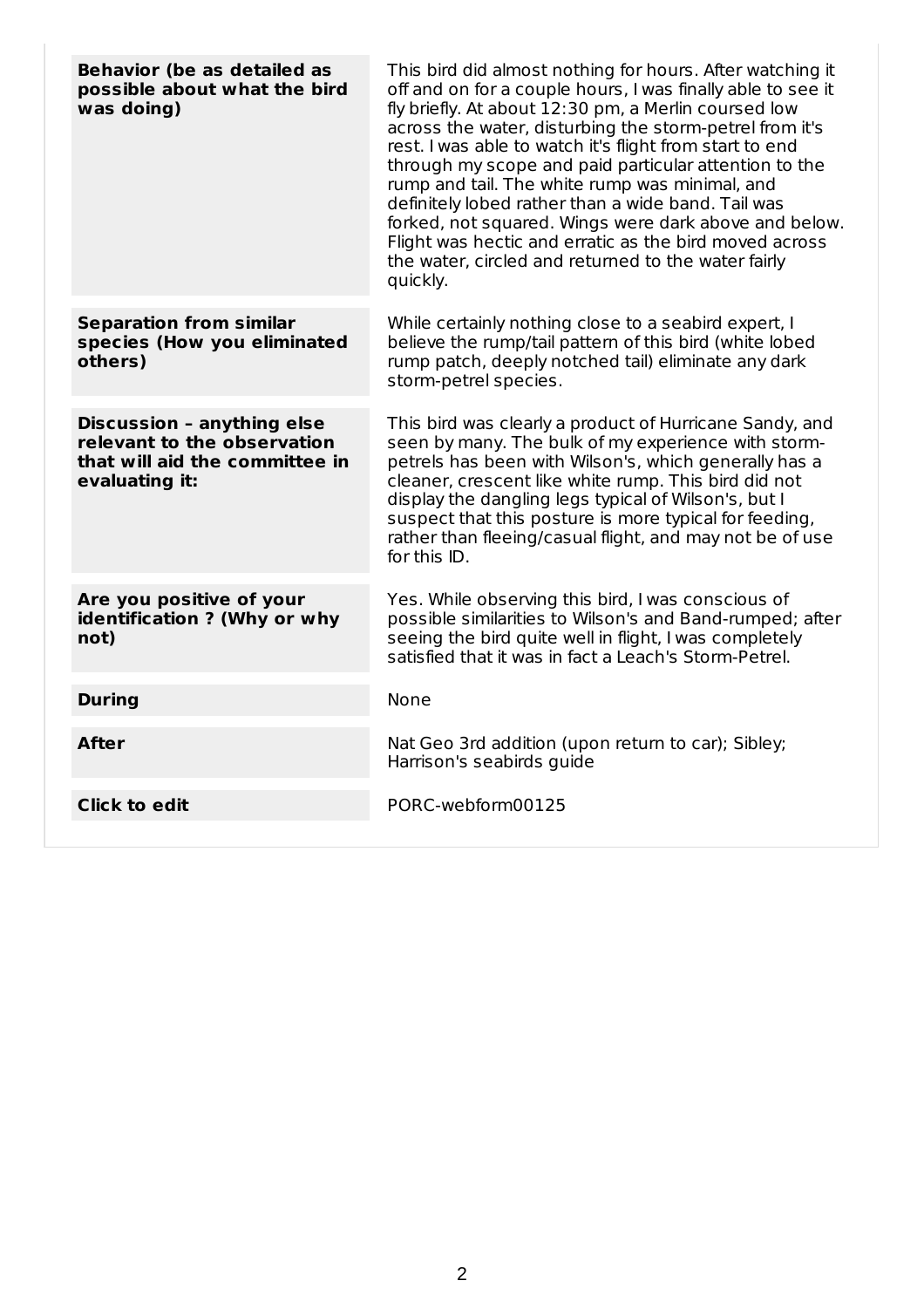| | |
|---|---|
| **Behavior (be as detailed as possible about what the bird was doing)** | This bird did almost nothing for hours. After watching it off and on for a couple hours, I was finally able to see it fly briefly. At about 12:30 pm, a Merlin coursed low across the water, disturbing the storm-petrel from it's rest. I was able to watch it's flight from start to end through my scope and paid particular attention to the rump and tail. The white rump was minimal, and definitely lobed rather than a wide band. Tail was forked, not squared. Wings were dark above and below. Flight was hectic and erratic as the bird moved across the water, circled and returned to the water fairly quickly. |
| **Separation from similar species (How you eliminated others)** | While certainly nothing close to a seabird expert, I believe the rump/tail pattern of this bird (white lobed rump patch, deeply notched tail) eliminate any dark storm-petrel species. |
| **Discussion – anything else relevant to the observation that will aid the committee in evaluating it:** | This bird was clearly a product of Hurricane Sandy, and seen by many. The bulk of my experience with storm-petrels has been with Wilson's, which generally has a cleaner, crescent like white rump. This bird did not display the dangling legs typical of Wilson's, but I suspect that this posture is more typical for feeding, rather than fleeing/casual flight, and may not be of use for this ID. |
| **Are you positive of your identification ? (Why or why not)** | Yes. While observing this bird, I was conscious of possible similarities to Wilson's and Band-rumped; after seeing the bird quite well in flight, I was completely satisfied that it was in fact a Leach's Storm-Petrel. |
| **During** | None |
| **After** | Nat Geo 3rd addition (upon return to car); Sibley; Harrison's seabirds guide |
| **Click to edit** | PORC-webform00125 |